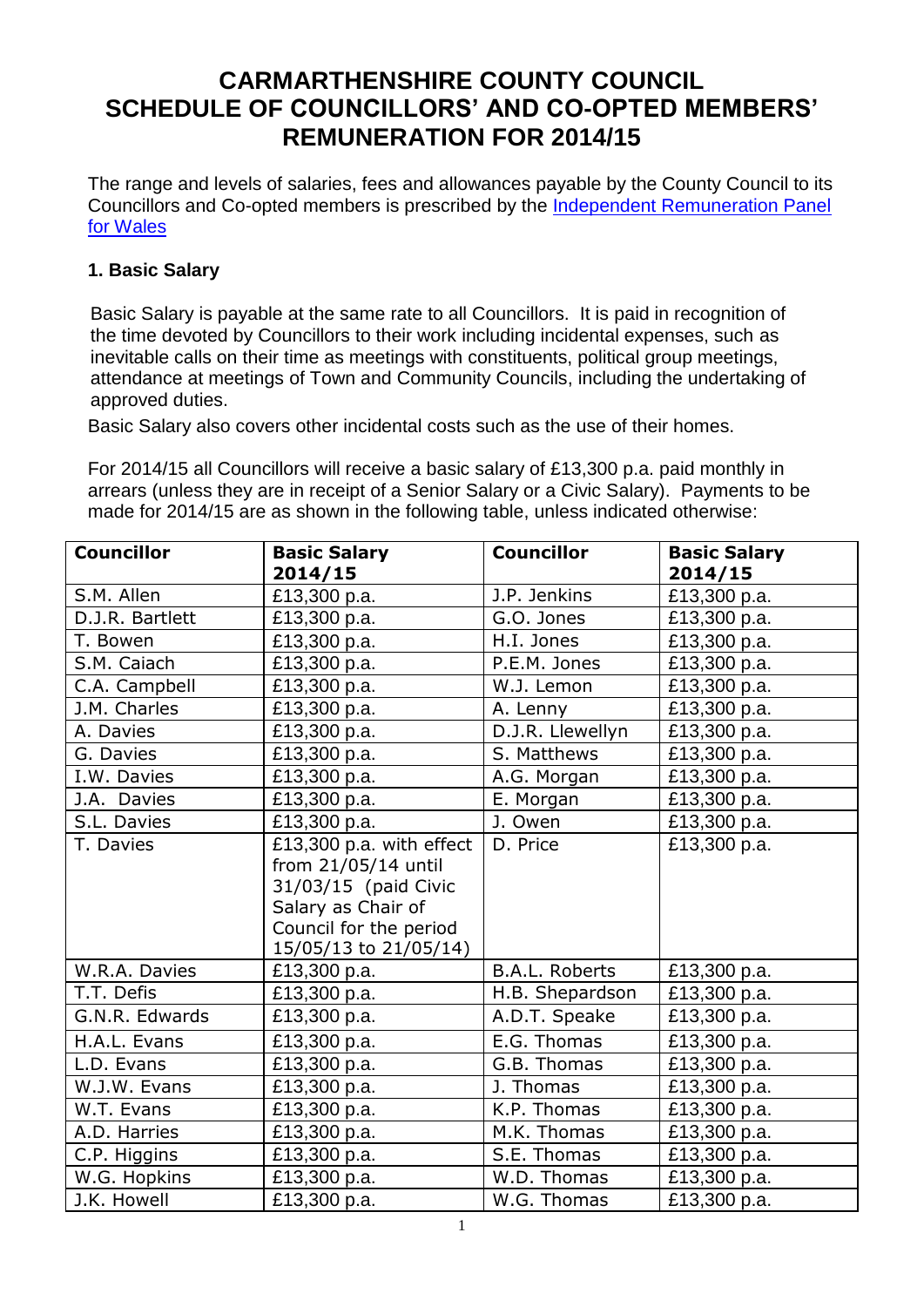# CARMARTHENSHIRE COUNTY COUNCIL SCHEDULE OF COUNCILLORS' AND CO-OPTED MEMBERS' REMUNERATION FOR 2014/15

The range and levels of salaries, fees and allowances payable by the County Council to its Councillors and Co-opted members is prescribed by the Independent Remuneration Panel for Wales

## 1. Basic Salary

Basic Salary is payable at the same rate to all Councillors. It is paid in recognition of the time devoted by Councillors to their work including incidental expenses, such as inevitable calls on their time as meetings with constituents, political group meetings, attendance at meetings of Town and Community Councils, including the undertaking of approved duties.

Basic Salary also covers other incidental costs such as the use of their homes.

For 2014/15 all Councillors will receive a basic salary of £13,300 p.a. paid monthly in arrears (unless they are in receipt of a Senior Salary or a Civic Salary). Payments to be made for 2014/15 are as shown in the following table, unless indicated otherwise:

| Councillor | Basic Salary 2014/15 | Councillor | Basic Salary 2014/15 |
|---|---|---|---|
| S.M. Allen | £13,300 p.a. | J.P. Jenkins | £13,300 p.a. |
| D.J.R. Bartlett | £13,300 p.a. | G.O. Jones | £13,300 p.a. |
| T. Bowen | £13,300 p.a. | H.I. Jones | £13,300 p.a. |
| S.M. Caiach | £13,300 p.a. | P.E.M. Jones | £13,300 p.a. |
| C.A. Campbell | £13,300 p.a. | W.J. Lemon | £13,300 p.a. |
| J.M. Charles | £13,300 p.a. | A. Lenny | £13,300 p.a. |
| A. Davies | £13,300 p.a. | D.J.R. Llewellyn | £13,300 p.a. |
| G. Davies | £13,300 p.a. | S. Matthews | £13,300 p.a. |
| I.W. Davies | £13,300 p.a. | A.G. Morgan | £13,300 p.a. |
| J.A. Davies | £13,300 p.a. | E. Morgan | £13,300 p.a. |
| S.L. Davies | £13,300 p.a. | J. Owen | £13,300 p.a. |
| T. Davies | £13,300 p.a. with effect from 21/05/14 until 31/03/15 (paid Civic Salary as Chair of Council for the period 15/05/13 to 21/05/14) | D. Price | £13,300 p.a. |
| W.R.A. Davies | £13,300 p.a. | B.A.L. Roberts | £13,300 p.a. |
| T.T. Defis | £13,300 p.a. | H.B. Shepardson | £13,300 p.a. |
| G.N.R. Edwards | £13,300 p.a. | A.D.T. Speake | £13,300 p.a. |
| H.A.L. Evans | £13,300 p.a. | E.G. Thomas | £13,300 p.a. |
| L.D. Evans | £13,300 p.a. | G.B. Thomas | £13,300 p.a. |
| W.J.W. Evans | £13,300 p.a. | J. Thomas | £13,300 p.a. |
| W.T. Evans | £13,300 p.a. | K.P. Thomas | £13,300 p.a. |
| A.D. Harries | £13,300 p.a. | M.K. Thomas | £13,300 p.a. |
| C.P. Higgins | £13,300 p.a. | S.E. Thomas | £13,300 p.a. |
| W.G. Hopkins | £13,300 p.a. | W.D. Thomas | £13,300 p.a. |
| J.K. Howell | £13,300 p.a. | W.G. Thomas | £13,300 p.a. |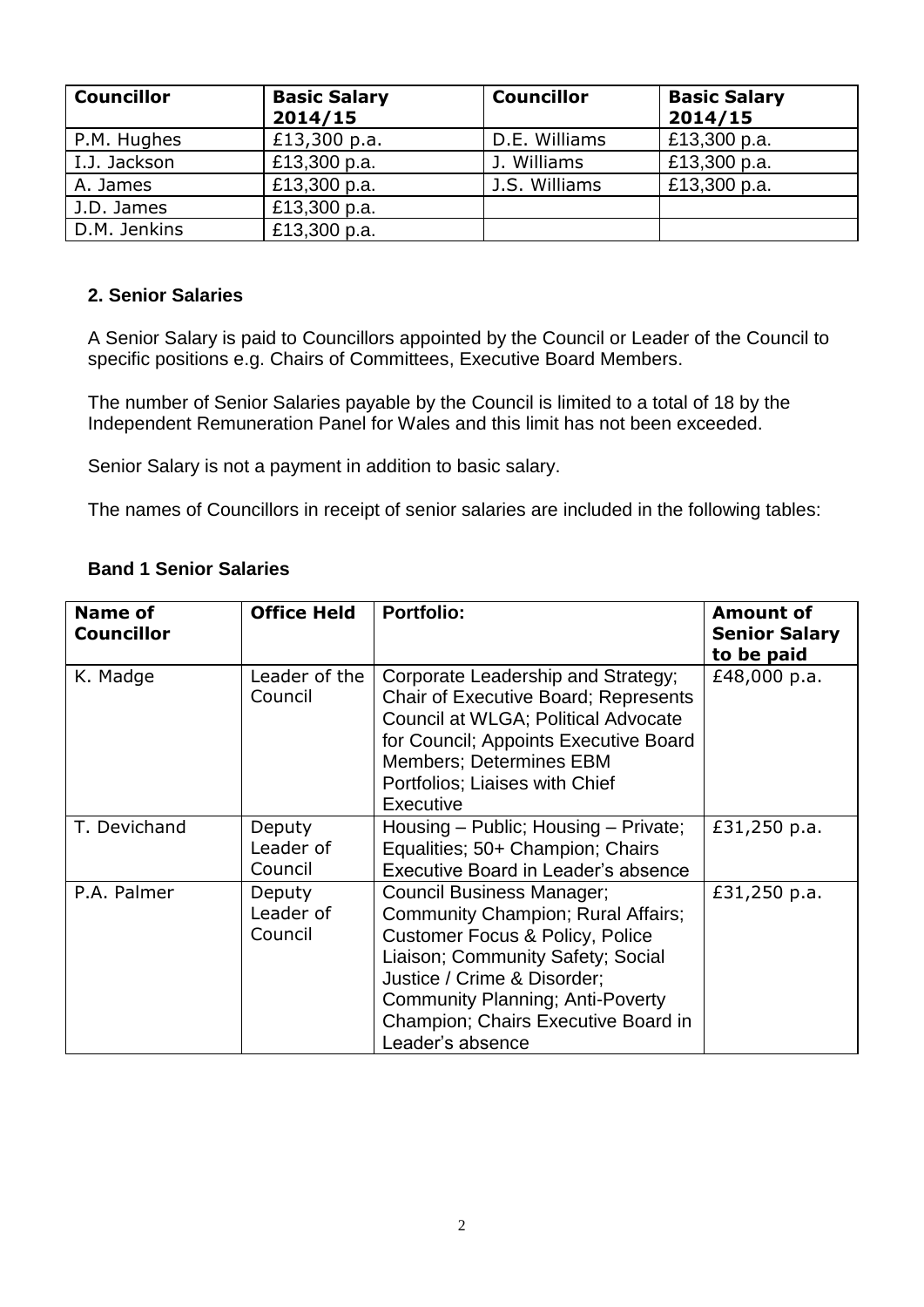| Councillor | Basic Salary 2014/15 | Councillor | Basic Salary 2014/15 |
|---|---|---|---|
| P.M. Hughes | £13,300 p.a. | D.E. Williams | £13,300 p.a. |
| I.J. Jackson | £13,300 p.a. | J. Williams | £13,300 p.a. |
| A. James | £13,300 p.a. | J.S. Williams | £13,300 p.a. |
| J.D. James | £13,300 p.a. | | |
| D.M. Jenkins | £13,300 p.a. | | |

## 2. Senior Salaries

A Senior Salary is paid to Councillors appointed by the Council or Leader of the Council to specific positions e.g. Chairs of Committees, Executive Board Members.

The number of Senior Salaries payable by the Council is limited to a total of 18 by the Independent Remuneration Panel for Wales and this limit has not been exceeded.

Senior Salary is not a payment in addition to basic salary.

The names of Councillors in receipt of senior salaries are included in the following tables:

### Band 1 Senior Salaries

| Name of Councillor | Office Held | Portfolio: | Amount of Senior Salary to be paid |
|---|---|---|---|
| K. Madge | Leader of the Council | Corporate Leadership and Strategy; Chair of Executive Board; Represents Council at WLGA; Political Advocate for Council; Appoints Executive Board Members; Determines EBM Portfolios; Liaises with Chief Executive | £48,000 p.a. |
| T. Devichand | Deputy Leader of Council | Housing – Public; Housing – Private; Equalities; 50+ Champion; Chairs Executive Board in Leader's absence | £31,250 p.a. |
| P.A. Palmer | Deputy Leader of Council | Council Business Manager; Community Champion; Rural Affairs; Customer Focus & Policy, Police Liaison; Community Safety; Social Justice / Crime & Disorder; Community Planning; Anti-Poverty Champion; Chairs Executive Board in Leader's absence | £31,250 p.a. |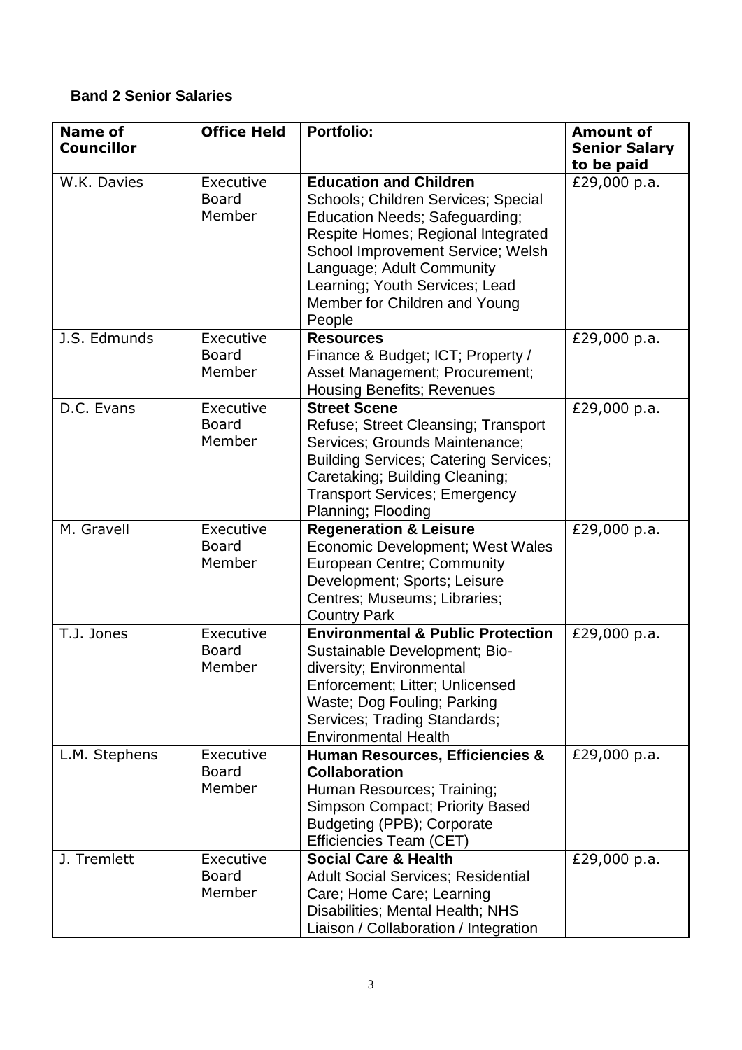### Band 2 Senior Salaries

| Name of Councillor | Office Held | Portfolio: | Amount of Senior Salary to be paid |
|---|---|---|---|
| W.K. Davies | Executive Board Member | **Education and Children** Schools; Children Services; Special Education Needs; Safeguarding; Respite Homes; Regional Integrated School Improvement Service; Welsh Language; Adult Community Learning; Youth Services; Lead Member for Children and Young People | £29,000 p.a. |
| J.S. Edmunds | Executive Board Member | **Resources** Finance & Budget; ICT; Property / Asset Management; Procurement; Housing Benefits; Revenues | £29,000 p.a. |
| D.C. Evans | Executive Board Member | **Street Scene** Refuse; Street Cleansing; Transport Services; Grounds Maintenance; Building Services; Catering Services; Caretaking; Building Cleaning; Transport Services; Emergency Planning; Flooding | £29,000 p.a. |
| M. Gravell | Executive Board Member | **Regeneration & Leisure** Economic Development; West Wales European Centre; Community Development; Sports; Leisure Centres; Museums; Libraries; Country Park | £29,000 p.a. |
| T.J. Jones | Executive Board Member | **Environmental & Public Protection** Sustainable Development; Bio-diversity; Environmental Enforcement; Litter; Unlicensed Waste; Dog Fouling; Parking Services; Trading Standards; Environmental Health | £29,000 p.a. |
| L.M. Stephens | Executive Board Member | **Human Resources, Efficiencies & Collaboration** Human Resources; Training; Simpson Compact; Priority Based Budgeting (PPB); Corporate Efficiencies Team (CET) | £29,000 p.a. |
| J. Tremlett | Executive Board Member | **Social Care & Health** Adult Social Services; Residential Care; Home Care; Learning Disabilities; Mental Health; NHS Liaison / Collaboration / Integration | £29,000 p.a. |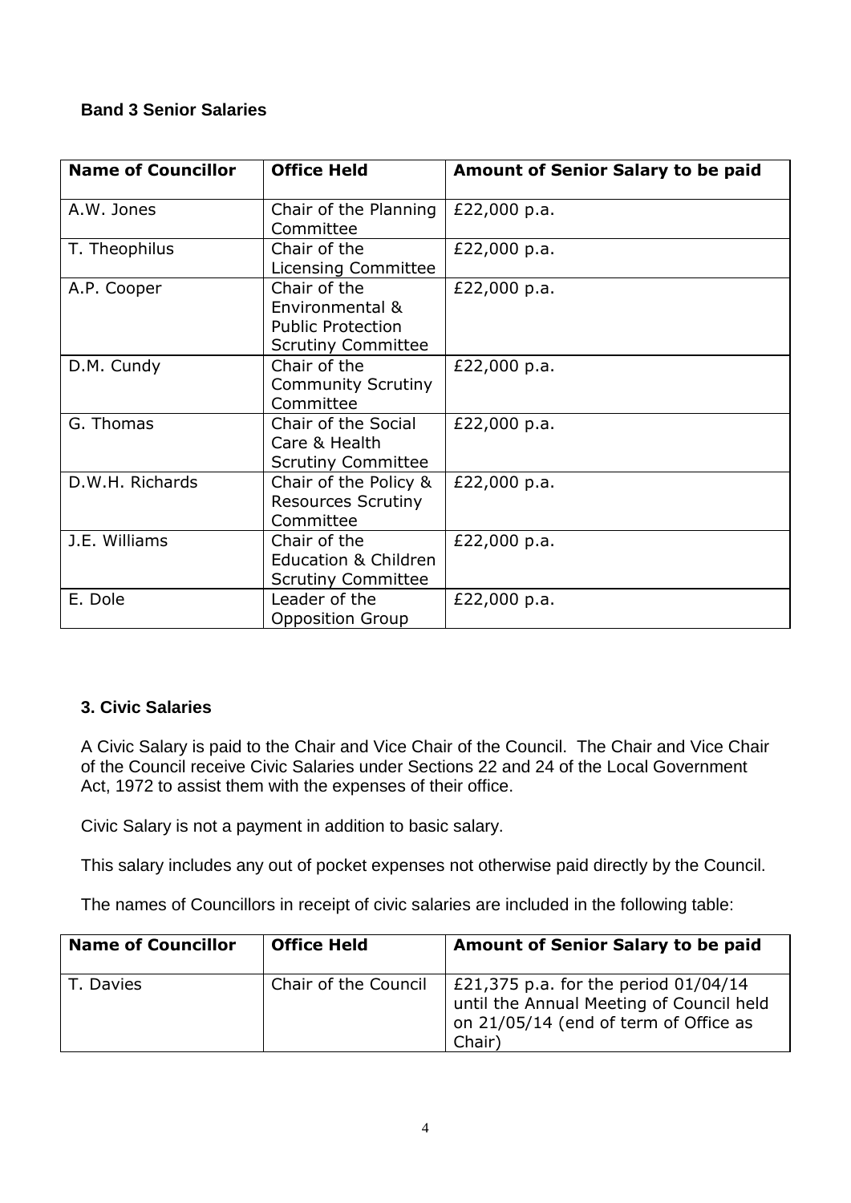### Band 3 Senior Salaries

| Name of Councillor | Office Held | Amount of Senior Salary to be paid |
|---|---|---|
| A.W. Jones | Chair of the Planning Committee | £22,000 p.a. |
| T. Theophilus | Chair of the Licensing Committee | £22,000 p.a. |
| A.P. Cooper | Chair of the Environmental & Public Protection Scrutiny Committee | £22,000 p.a. |
| D.M. Cundy | Chair of the Community Scrutiny Committee | £22,000 p.a. |
| G. Thomas | Chair of the Social Care & Health Scrutiny Committee | £22,000 p.a. |
| D.W.H. Richards | Chair of the Policy & Resources Scrutiny Committee | £22,000 p.a. |
| J.E. Williams | Chair of the Education & Children Scrutiny Committee | £22,000 p.a. |
| E. Dole | Leader of the Opposition Group | £22,000 p.a. |

### 3. Civic Salaries

A Civic Salary is paid to the Chair and Vice Chair of the Council. The Chair and Vice Chair of the Council receive Civic Salaries under Sections 22 and 24 of the Local Government Act, 1972 to assist them with the expenses of their office.

Civic Salary is not a payment in addition to basic salary.

This salary includes any out of pocket expenses not otherwise paid directly by the Council.

The names of Councillors in receipt of civic salaries are included in the following table:

| Name of Councillor | Office Held | Amount of Senior Salary to be paid |
|---|---|---|
| T. Davies | Chair of the Council | £21,375 p.a. for the period 01/04/14 until the Annual Meeting of Council held on 21/05/14 (end of term of Office as Chair) |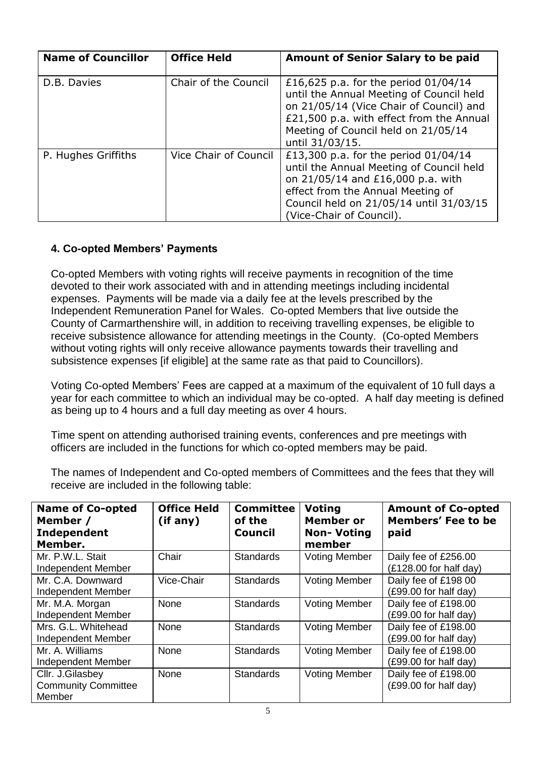| Name of Councillor | Office Held | Amount of Senior Salary to be paid |
|---|---|---|
| D.B. Davies | Chair of the Council | £16,625 p.a. for the period 01/04/14 until the Annual Meeting of Council held on 21/05/14 (Vice Chair of Council) and £21,500 p.a. with effect from the Annual Meeting of Council held on 21/05/14 until 31/03/15. |
| P. Hughes Griffiths | Vice Chair of Council | £13,300 p.a. for the period 01/04/14 until the Annual Meeting of Council held on 21/05/14 and £16,000 p.a. with effect from the Annual Meeting of Council held on 21/05/14 until 31/03/15 (Vice-Chair of Council). |

### 4. Co-opted Members' Payments

Co-opted Members with voting rights will receive payments in recognition of the time devoted to their work associated with and in attending meetings including incidental expenses. Payments will be made via a daily fee at the levels prescribed by the Independent Remuneration Panel for Wales. Co-opted Members that live outside the County of Carmarthenshire will, in addition to receiving travelling expenses, be eligible to receive subsistence allowance for attending meetings in the County. (Co-opted Members without voting rights will only receive allowance payments towards their travelling and subsistence expenses [if eligible] at the same rate as that paid to Councillors).

Voting Co-opted Members' Fees are capped at a maximum of the equivalent of 10 full days a year for each committee to which an individual may be co-opted. A half day meeting is defined as being up to 4 hours and a full day meeting as over 4 hours.

Time spent on attending authorised training events, conferences and pre meetings with officers are included in the functions for which co-opted members may be paid.

The names of Independent and Co-opted members of Committees and the fees that they will receive are included in the following table:

| Name of Co-opted Member / Independent Member. | Office Held (if any) | Committee of the Council | Voting Member or Non- Voting member | Amount of Co-opted Members' Fee to be paid |
|---|---|---|---|---|
| Mr. P.W.L. Stait Independent Member | Chair | Standards | Voting Member | Daily fee of £256.00 (£128.00 for half day) |
| Mr. C.A. Downward Independent Member | Vice-Chair | Standards | Voting Member | Daily fee of £198 00 (£99.00 for half day) |
| Mr. M.A. Morgan Independent Member | None | Standards | Voting Member | Daily fee of £198.00 (£99.00 for half day) |
| Mrs. G.L. Whitehead Independent Member | None | Standards | Voting Member | Daily fee of £198.00 (£99.00 for half day) |
| Mr. A. Williams Independent Member | None | Standards | Voting Member | Daily fee of £198.00 (£99.00 for half day) |
| Cllr. J.Gilasbey Community Committee Member | None | Standards | Voting Member | Daily fee of £198.00 (£99.00 for half day) |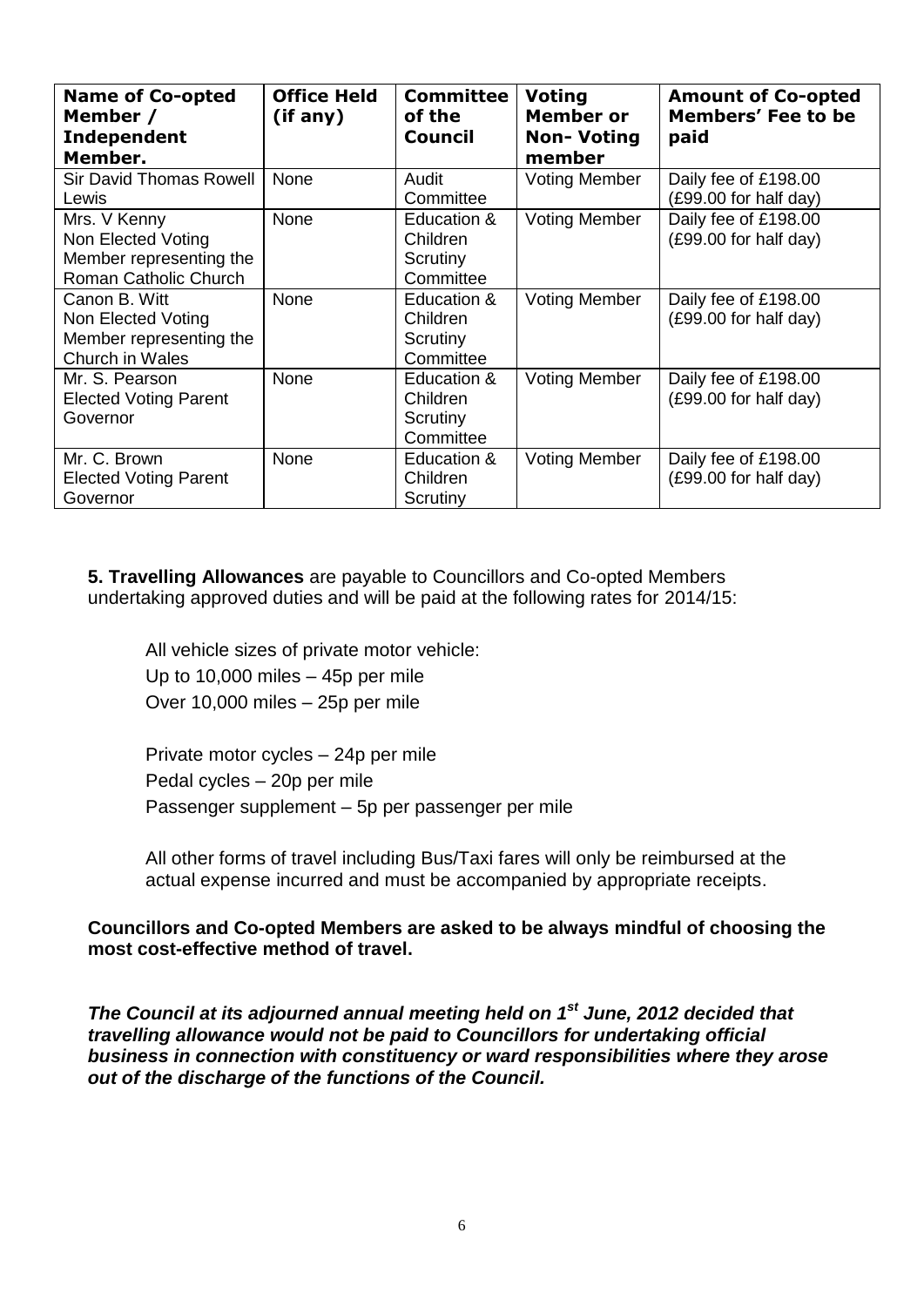| **Name of Co-opted Member / Independent Member.** | **Office Held (if any)** | **Committee of the Council** | **Voting Member or Non- Voting member** | **Amount of Co-opted Members' Fee to be paid** |
|---|---|---|---|---|
| Sir David Thomas Rowell Lewis | None | Audit Committee | Voting Member | Daily fee of £198.00 (£99.00 for half day) |
| Mrs. V Kenny Non Elected Voting Member representing the Roman Catholic Church | None | Education & Children Scrutiny Committee | Voting Member | Daily fee of £198.00 (£99.00 for half day) |
| Canon B. Witt Non Elected Voting Member representing the Church in Wales | None | Education & Children Scrutiny Committee | Voting Member | Daily fee of £198.00 (£99.00 for half day) |
| Mr. S. Pearson Elected Voting Parent Governor | None | Education & Children Scrutiny Committee | Voting Member | Daily fee of £198.00 (£99.00 for half day) |
| Mr. C. Brown Elected Voting Parent Governor | None | Education & Children Scrutiny | Voting Member | Daily fee of £198.00 (£99.00 for half day) |

**5. Travelling Allowances** are payable to Councillors and Co-opted Members undertaking approved duties and will be paid at the following rates for 2014/15:

All vehicle sizes of private motor vehicle:
Up to 10,000 miles – 45p per mile
Over 10,000 miles – 25p per mile

Private motor cycles – 24p per mile
Pedal cycles – 20p per mile
Passenger supplement – 5p per passenger per mile

All other forms of travel including Bus/Taxi fares will only be reimbursed at the actual expense incurred and must be accompanied by appropriate receipts.

**Councillors and Co-opted Members are asked to be always mindful of choosing the most cost-effective method of travel.**

***The Council at its adjourned annual meeting held on 1st June, 2012 decided that travelling allowance would not be paid to Councillors for undertaking official business in connection with constituency or ward responsibilities where they arose out of the discharge of the functions of the Council.***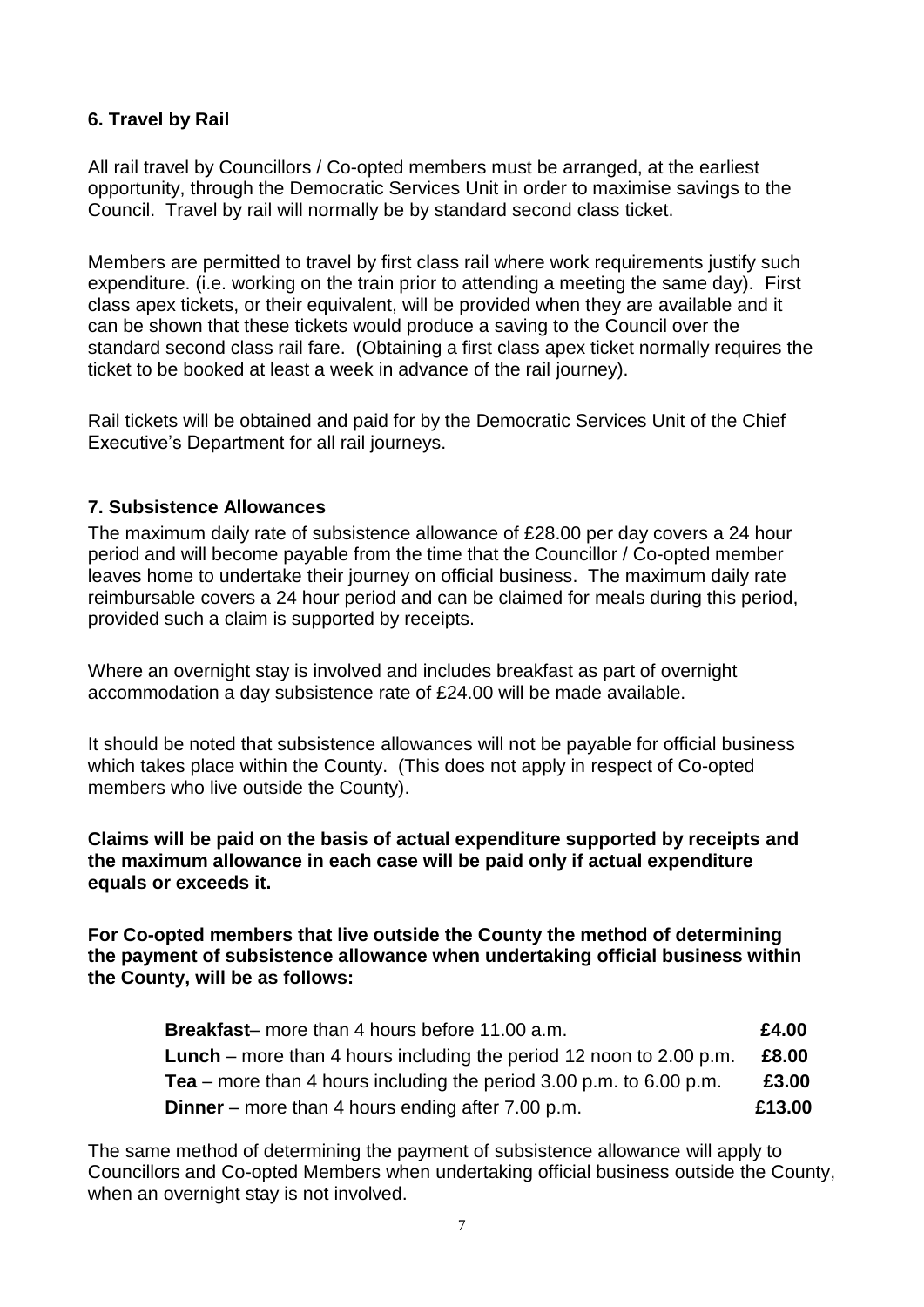### 6. Travel by Rail

All rail travel by Councillors / Co-opted members must be arranged, at the earliest opportunity, through the Democratic Services Unit in order to maximise savings to the Council. Travel by rail will normally be by standard second class ticket.

Members are permitted to travel by first class rail where work requirements justify such expenditure. (i.e. working on the train prior to attending a meeting the same day). First class apex tickets, or their equivalent, will be provided when they are available and it can be shown that these tickets would produce a saving to the Council over the standard second class rail fare. (Obtaining a first class apex ticket normally requires the ticket to be booked at least a week in advance of the rail journey).

Rail tickets will be obtained and paid for by the Democratic Services Unit of the Chief Executive's Department for all rail journeys.

### 7. Subsistence Allowances

The maximum daily rate of subsistence allowance of £28.00 per day covers a 24 hour period and will become payable from the time that the Councillor / Co-opted member leaves home to undertake their journey on official business. The maximum daily rate reimbursable covers a 24 hour period and can be claimed for meals during this period, provided such a claim is supported by receipts.

Where an overnight stay is involved and includes breakfast as part of overnight accommodation a day subsistence rate of £24.00 will be made available.

It should be noted that subsistence allowances will not be payable for official business which takes place within the County. (This does not apply in respect of Co-opted members who live outside the County).

**Claims will be paid on the basis of actual expenditure supported by receipts and the maximum allowance in each case will be paid only if actual expenditure equals or exceeds it.**

**For Co-opted members that live outside the County the method of determining the payment of subsistence allowance when undertaking official business within the County, will be as follows:**

| | |
|---|---|
| **Breakfast**– more than 4 hours before 11.00 a.m. | **£4.00** |
| **Lunch** – more than 4 hours including the period 12 noon to 2.00 p.m. | **£8.00** |
| **Tea** – more than 4 hours including the period 3.00 p.m. to 6.00 p.m. | **£3.00** |
| **Dinner** – more than 4 hours ending after 7.00 p.m. | **£13.00** |

The same method of determining the payment of subsistence allowance will apply to Councillors and Co-opted Members when undertaking official business outside the County, when an overnight stay is not involved.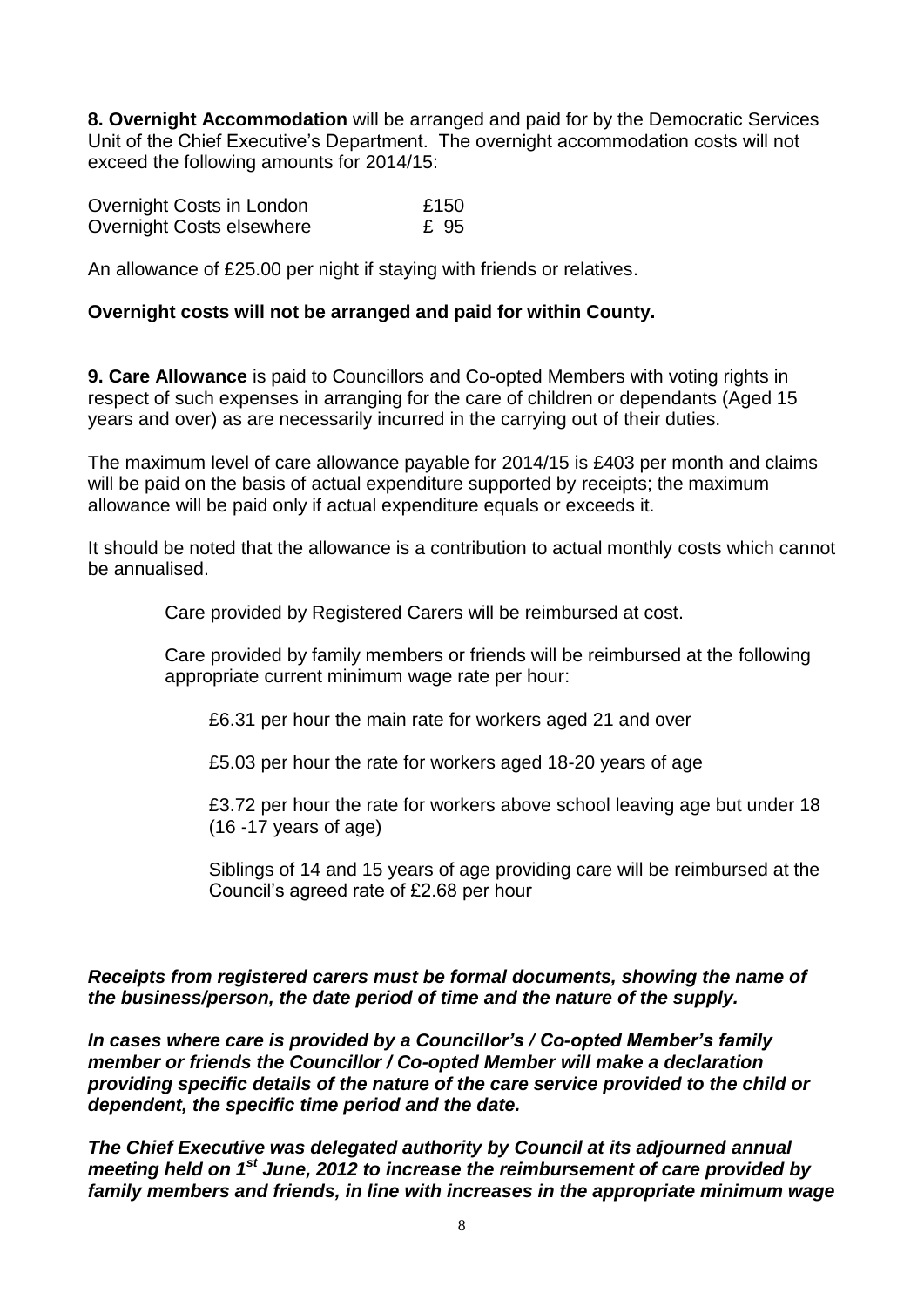**8. Overnight Accommodation** will be arranged and paid for by the Democratic Services Unit of the Chief Executive's Department. The overnight accommodation costs will not exceed the following amounts for 2014/15:

| | |
|---|---|
| Overnight Costs in London | £150 |
| Overnight Costs elsewhere | £ 95 |

An allowance of £25.00 per night if staying with friends or relatives.

**Overnight costs will not be arranged and paid for within County.**

**9. Care Allowance** is paid to Councillors and Co-opted Members with voting rights in respect of such expenses in arranging for the care of children or dependants (Aged 15 years and over) as are necessarily incurred in the carrying out of their duties.

The maximum level of care allowance payable for 2014/15 is £403 per month and claims will be paid on the basis of actual expenditure supported by receipts; the maximum allowance will be paid only if actual expenditure equals or exceeds it.

It should be noted that the allowance is a contribution to actual monthly costs which cannot be annualised.

Care provided by Registered Carers will be reimbursed at cost.

Care provided by family members or friends will be reimbursed at the following appropriate current minimum wage rate per hour:

£6.31 per hour the main rate for workers aged 21 and over

£5.03 per hour the rate for workers aged 18-20 years of age

£3.72 per hour the rate for workers above school leaving age but under 18 (16 -17 years of age)

Siblings of 14 and 15 years of age providing care will be reimbursed at the Council's agreed rate of £2.68 per hour

***Receipts from registered carers must be formal documents, showing the name of the business/person, the date period of time and the nature of the supply.***

***In cases where care is provided by a Councillor's / Co-opted Member's family member or friends the Councillor / Co-opted Member will make a declaration providing specific details of the nature of the care service provided to the child or dependent, the specific time period and the date.***

***The Chief Executive was delegated authority by Council at its adjourned annual meeting held on 1st June, 2012 to increase the reimbursement of care provided by family members and friends, in line with increases in the appropriate minimum wage***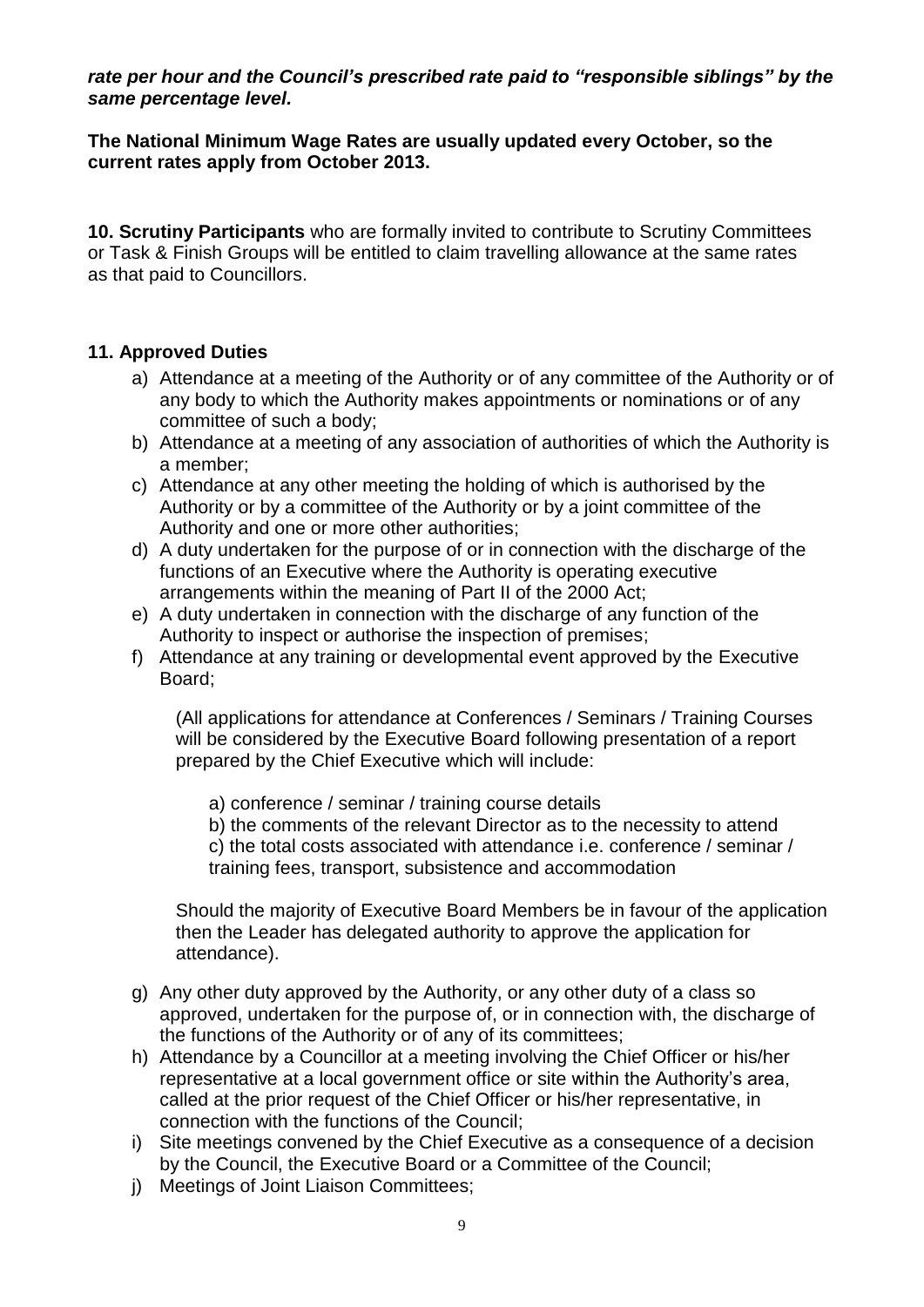***rate per hour and the Council's prescribed rate paid to "responsible siblings" by the same percentage level.***

**The National Minimum Wage Rates are usually updated every October, so the current rates apply from October 2013.**

**10. Scrutiny Participants** who are formally invited to contribute to Scrutiny Committees or Task & Finish Groups will be entitled to claim travelling allowance at the same rates as that paid to Councillors.

## 11. Approved Duties

a) Attendance at a meeting of the Authority or of any committee of the Authority or of any body to which the Authority makes appointments or nominations or of any committee of such a body;

b) Attendance at a meeting of any association of authorities of which the Authority is a member;

c) Attendance at any other meeting the holding of which is authorised by the Authority or by a committee of the Authority or by a joint committee of the Authority and one or more other authorities;

d) A duty undertaken for the purpose of or in connection with the discharge of the functions of an Executive where the Authority is operating executive arrangements within the meaning of Part II of the 2000 Act;

e) A duty undertaken in connection with the discharge of any function of the Authority to inspect or authorise the inspection of premises;

f) Attendance at any training or developmental event approved by the Executive Board;

   (All applications for attendance at Conferences / Seminars / Training Courses will be considered by the Executive Board following presentation of a report prepared by the Chief Executive which will include:

   a) conference / seminar / training course details
   b) the comments of the relevant Director as to the necessity to attend
   c) the total costs associated with attendance i.e. conference / seminar / training fees, transport, subsistence and accommodation

   Should the majority of Executive Board Members be in favour of the application then the Leader has delegated authority to approve the application for attendance).

g) Any other duty approved by the Authority, or any other duty of a class so approved, undertaken for the purpose of, or in connection with, the discharge of the functions of the Authority or of any of its committees;

h) Attendance by a Councillor at a meeting involving the Chief Officer or his/her representative at a local government office or site within the Authority's area, called at the prior request of the Chief Officer or his/her representative, in connection with the functions of the Council;

i) Site meetings convened by the Chief Executive as a consequence of a decision by the Council, the Executive Board or a Committee of the Council;

j) Meetings of Joint Liaison Committees;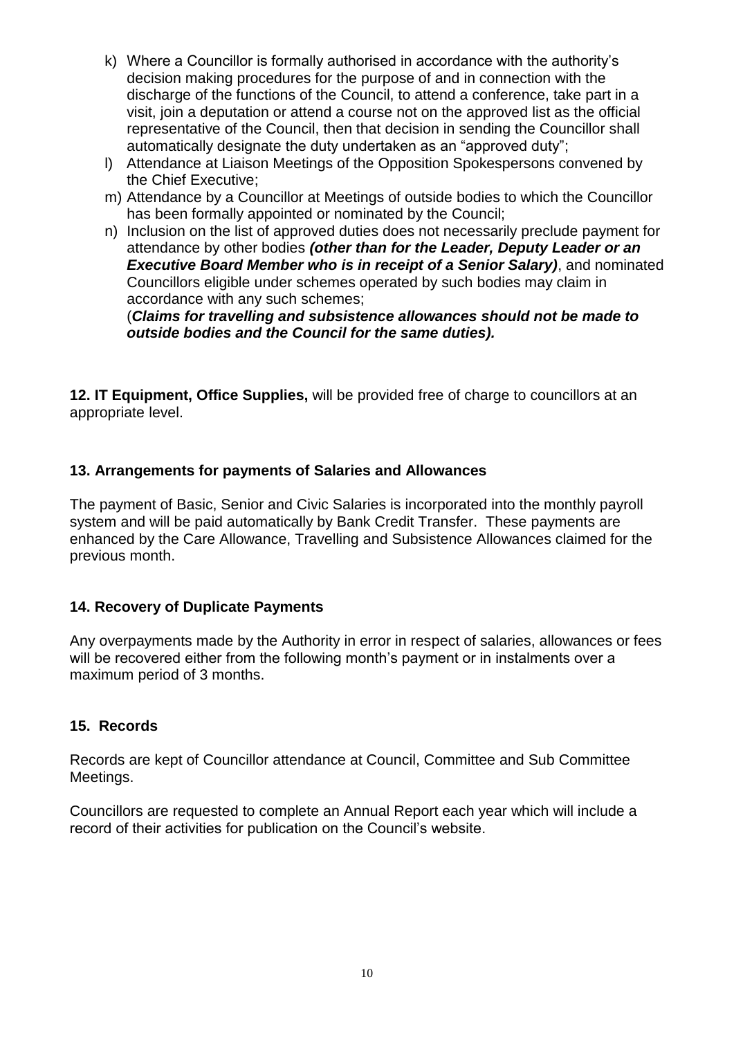k) Where a Councillor is formally authorised in accordance with the authority's decision making procedures for the purpose of and in connection with the discharge of the functions of the Council, to attend a conference, take part in a visit, join a deputation or attend a course not on the approved list as the official representative of the Council, then that decision in sending the Councillor shall automatically designate the duty undertaken as an "approved duty";

l) Attendance at Liaison Meetings of the Opposition Spokespersons convened by the Chief Executive;

m) Attendance by a Councillor at Meetings of outside bodies to which the Councillor has been formally appointed or nominated by the Council;

n) Inclusion on the list of approved duties does not necessarily preclude payment for attendance by other bodies ***(other than for the Leader, Deputy Leader or an Executive Board Member who is in receipt of a Senior Salary)***, and nominated Councillors eligible under schemes operated by such bodies may claim in accordance with any such schemes;
(***Claims for travelling and subsistence allowances should not be made to outside bodies and the Council for the same duties).***

**12. IT Equipment, Office Supplies,** will be provided free of charge to councillors at an appropriate level.

### 13. Arrangements for payments of Salaries and Allowances

The payment of Basic, Senior and Civic Salaries is incorporated into the monthly payroll system and will be paid automatically by Bank Credit Transfer. These payments are enhanced by the Care Allowance, Travelling and Subsistence Allowances claimed for the previous month.

### 14. Recovery of Duplicate Payments

Any overpayments made by the Authority in error in respect of salaries, allowances or fees will be recovered either from the following month's payment or in instalments over a maximum period of 3 months.

### 15. Records

Records are kept of Councillor attendance at Council, Committee and Sub Committee Meetings.

Councillors are requested to complete an Annual Report each year which will include a record of their activities for publication on the Council's website.